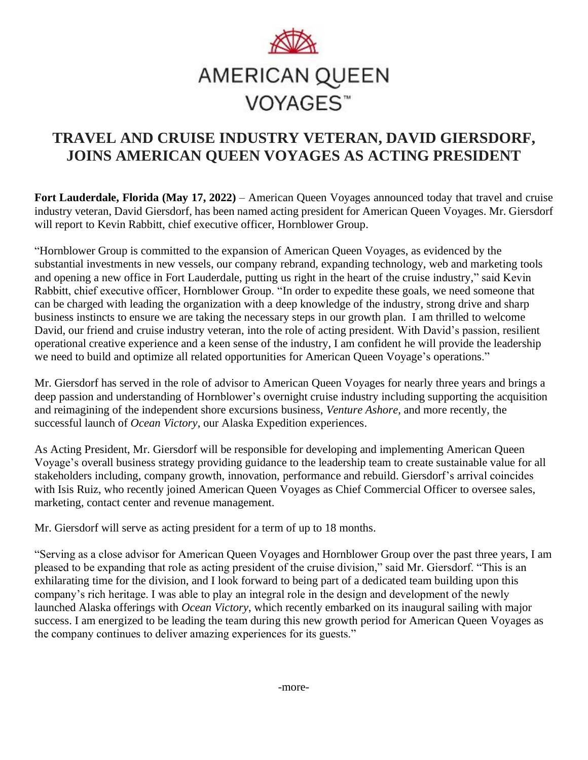AMERICAN QUEEN VOYAGES™

# TRAVEL AND CRUISE INDUSTRY VETERAN, DAVID GIERSDORF, JOINS AMERICAN QUEEN VOYAGES AS ACTING PRESIDENT

**Fort Lauderdale, Florida (May 17, 2022)** – American Queen Voyages announced today that travel and cruise industry veteran, David Giersdorf, has been named acting president for American Queen Voyages. Mr. Giersdorf will report to Kevin Rabbitt, chief executive officer, Hornblower Group.

"Hornblower Group is committed to the expansion of American Queen Voyages, as evidenced by the substantial investments in new vessels, our company rebrand, expanding technology, web and marketing tools and opening a new office in Fort Lauderdale, putting us right in the heart of the cruise industry," said Kevin Rabbitt, chief executive officer, Hornblower Group. "In order to expedite these goals, we need someone that can be charged with leading the organization with a deep knowledge of the industry, strong drive and sharp business instincts to ensure we are taking the necessary steps in our growth plan. I am thrilled to welcome David, our friend and cruise industry veteran, into the role of acting president. With David's passion, resilient operational creative experience and a keen sense of the industry, I am confident he will provide the leadership we need to build and optimize all related opportunities for American Queen Voyage's operations."

Mr. Giersdorf has served in the role of advisor to American Queen Voyages for nearly three years and brings a deep passion and understanding of Hornblower's overnight cruise industry including supporting the acquisition and reimagining of the independent shore excursions business, *Venture Ashore*, and more recently, the successful launch of *Ocean Victory*, our Alaska Expedition experiences.

As Acting President, Mr. Giersdorf will be responsible for developing and implementing American Queen Voyage's overall business strategy providing guidance to the leadership team to create sustainable value for all stakeholders including, company growth, innovation, performance and rebuild. Giersdorf's arrival coincides with Isis Ruiz, who recently joined American Queen Voyages as Chief Commercial Officer to oversee sales, marketing, contact center and revenue management.

Mr. Giersdorf will serve as acting president for a term of up to 18 months.

"Serving as a close advisor for American Queen Voyages and Hornblower Group over the past three years, I am pleased to be expanding that role as acting president of the cruise division," said Mr. Giersdorf. "This is an exhilarating time for the division, and I look forward to being part of a dedicated team building upon this company's rich heritage. I was able to play an integral role in the design and development of the newly launched Alaska offerings with *Ocean Victory*, which recently embarked on its inaugural sailing with major success. I am energized to be leading the team during this new growth period for American Queen Voyages as the company continues to deliver amazing experiences for its guests."

-more-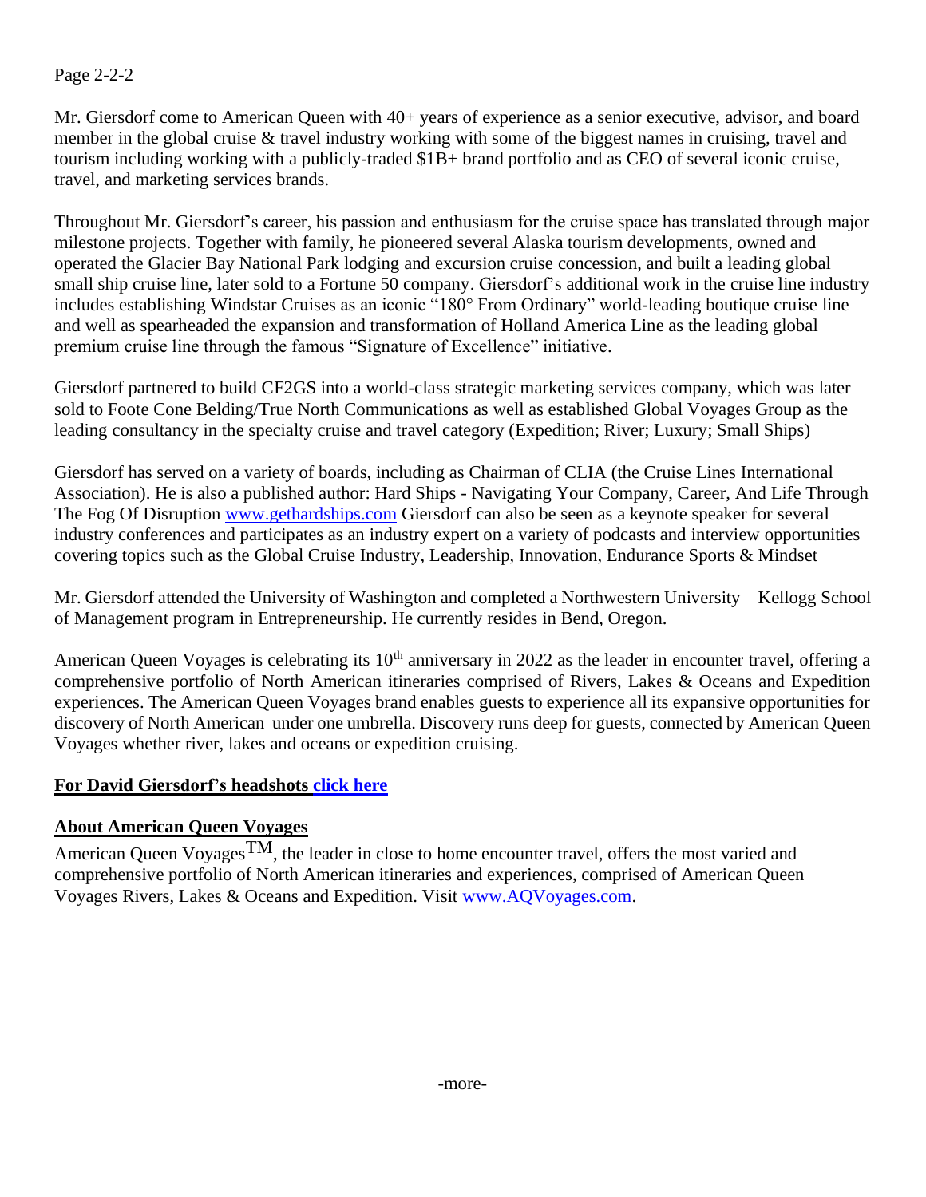Page 2-2-2

Mr. Giersdorf come to American Queen with 40+ years of experience as a senior executive, advisor, and board member in the global cruise & travel industry working with some of the biggest names in cruising, travel and tourism including working with a publicly-traded $1B+ brand portfolio and as CEO of several iconic cruise, travel, and marketing services brands.

Throughout Mr. Giersdorf's career, his passion and enthusiasm for the cruise space has translated through major milestone projects. Together with family, he pioneered several Alaska tourism developments, owned and operated the Glacier Bay National Park lodging and excursion cruise concession, and built a leading global small ship cruise line, later sold to a Fortune 50 company. Giersdorf's additional work in the cruise line industry includes establishing Windstar Cruises as an iconic "180° From Ordinary" world-leading boutique cruise line and well as spearheaded the expansion and transformation of Holland America Line as the leading global premium cruise line through the famous "Signature of Excellence" initiative.

Giersdorf partnered to build CF2GS into a world-class strategic marketing services company, which was later sold to Foote Cone Belding/True North Communications as well as established Global Voyages Group as the leading consultancy in the specialty cruise and travel category (Expedition; River; Luxury; Small Ships)

Giersdorf has served on a variety of boards, including as Chairman of CLIA (the Cruise Lines International Association). He is also a published author: Hard Ships - Navigating Your Company, Career, And Life Through The Fog Of Disruption www.gethardships.com Giersdorf can also be seen as a keynote speaker for several industry conferences and participates as an industry expert on a variety of podcasts and interview opportunities covering topics such as the Global Cruise Industry, Leadership, Innovation, Endurance Sports & Mindset

Mr. Giersdorf attended the University of Washington and completed a Northwestern University – Kellogg School of Management program in Entrepreneurship. He currently resides in Bend, Oregon.

American Queen Voyages is celebrating its 10th anniversary in 2022 as the leader in encounter travel, offering a comprehensive portfolio of North American itineraries comprised of Rivers, Lakes & Oceans and Expedition experiences. The American Queen Voyages brand enables guests to experience all its expansive opportunities for discovery of North American under one umbrella. Discovery runs deep for guests, connected by American Queen Voyages whether river, lakes and oceans or expedition cruising.

**For David Giersdorf's headshots click here**

**About American Queen Voyages**

American Queen Voyages™, the leader in close to home encounter travel, offers the most varied and comprehensive portfolio of North American itineraries and experiences, comprised of American Queen Voyages Rivers, Lakes & Oceans and Expedition. Visit www.AQVoyages.com.

-more-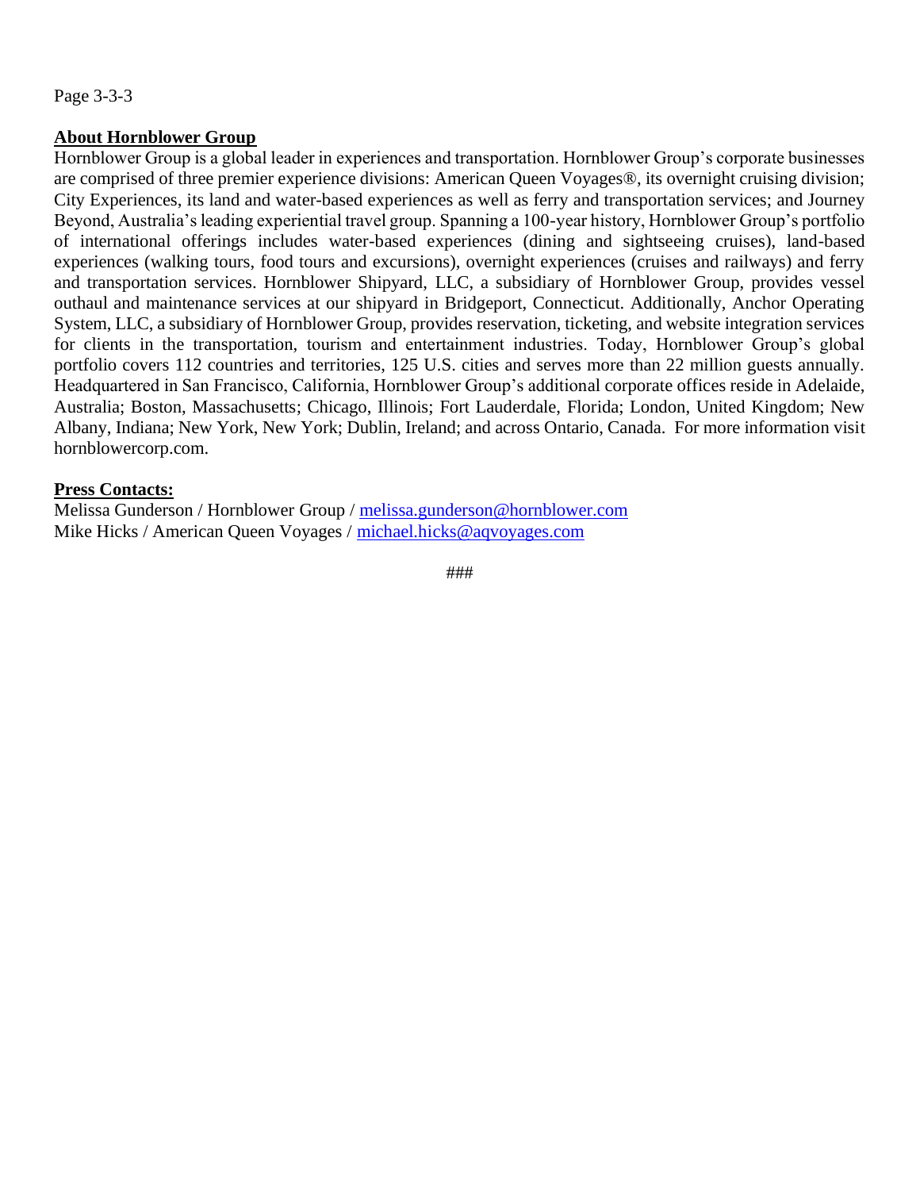**About Hornblower Group**

Hornblower Group is a global leader in experiences and transportation. Hornblower Group's corporate businesses are comprised of three premier experience divisions: American Queen Voyages®, its overnight cruising division; City Experiences, its land and water-based experiences as well as ferry and transportation services; and Journey Beyond, Australia's leading experiential travel group. Spanning a 100-year history, Hornblower Group's portfolio of international offerings includes water-based experiences (dining and sightseeing cruises), land-based experiences (walking tours, food tours and excursions), overnight experiences (cruises and railways) and ferry and transportation services. Hornblower Shipyard, LLC, a subsidiary of Hornblower Group, provides vessel outhaul and maintenance services at our shipyard in Bridgeport, Connecticut. Additionally, Anchor Operating System, LLC, a subsidiary of Hornblower Group, provides reservation, ticketing, and website integration services for clients in the transportation, tourism and entertainment industries. Today, Hornblower Group's global portfolio covers 112 countries and territories, 125 U.S. cities and serves more than 22 million guests annually. Headquartered in San Francisco, California, Hornblower Group's additional corporate offices reside in Adelaide, Australia; Boston, Massachusetts; Chicago, Illinois; Fort Lauderdale, Florida; London, United Kingdom; New Albany, Indiana; New York, New York; Dublin, Ireland; and across Ontario, Canada. For more information visit hornblowercorp.com.

**Press Contacts:**

Melissa Gunderson / Hornblower Group / melissa.gunderson@hornblower.com
Mike Hicks / American Queen Voyages / michael.hicks@aqvoyages.com

###